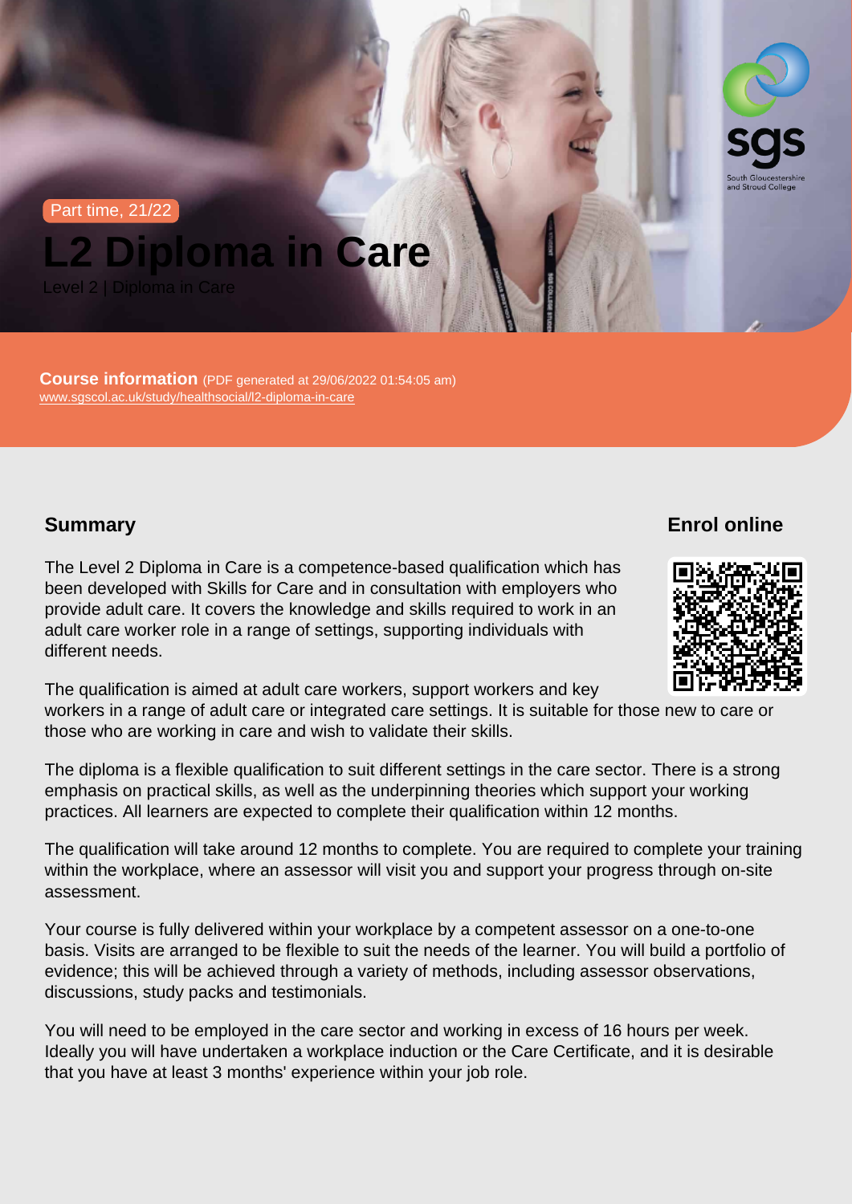Part time, 21/22

# L2 Diploma in Care

Level 2 | Diploma in Care

**Course information** (PDF generated at 29/06/2022 01:54:05 am)
www.sgscol.ac.uk/study/healthsocial/l2-diploma-in-care

## Summary

The Level 2 Diploma in Care is a competence-based qualification which has been developed with Skills for Care and in consultation with employers who provide adult care. It covers the knowledge and skills required to work in an adult care worker role in a range of settings, supporting individuals with different needs.

The qualification is aimed at adult care workers, support workers and key workers in a range of adult care or integrated care settings. It is suitable for those new to care or those who are working in care and wish to validate their skills.

The diploma is a flexible qualification to suit different settings in the care sector. There is a strong emphasis on practical skills, as well as the underpinning theories which support your working practices. All learners are expected to complete their qualification within 12 months.

The qualification will take around 12 months to complete. You are required to complete your training within the workplace, where an assessor will visit you and support your progress through on-site assessment.

Your course is fully delivered within your workplace by a competent assessor on a one-to-one basis. Visits are arranged to be flexible to suit the needs of the learner. You will build a portfolio of evidence; this will be achieved through a variety of methods, including assessor observations, discussions, study packs and testimonials.

You will need to be employed in the care sector and working in excess of 16 hours per week. Ideally you will have undertaken a workplace induction or the Care Certificate, and it is desirable that you have at least 3 months' experience within your job role.

## Enrol online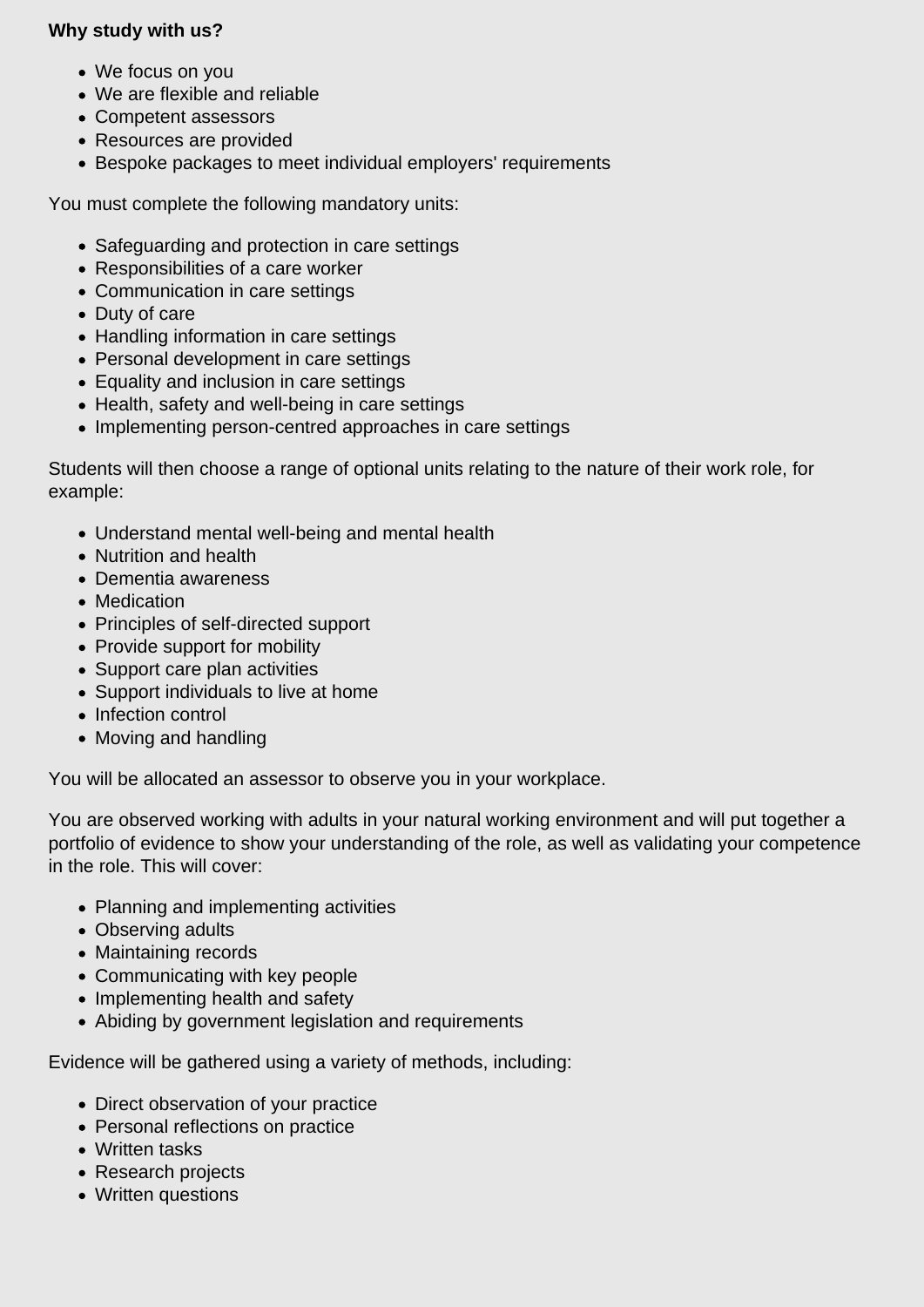**Why study with us?**

- We focus on you
- We are flexible and reliable
- Competent assessors
- Resources are provided
- Bespoke packages to meet individual employers' requirements

You must complete the following mandatory units:

- Safeguarding and protection in care settings
- Responsibilities of a care worker
- Communication in care settings
- Duty of care
- Handling information in care settings
- Personal development in care settings
- Equality and inclusion in care settings
- Health, safety and well-being in care settings
- Implementing person-centred approaches in care settings

Students will then choose a range of optional units relating to the nature of their work role, for example:

- Understand mental well-being and mental health
- Nutrition and health
- Dementia awareness
- Medication
- Principles of self-directed support
- Provide support for mobility
- Support care plan activities
- Support individuals to live at home
- Infection control
- Moving and handling

You will be allocated an assessor to observe you in your workplace.

You are observed working with adults in your natural working environment and will put together a portfolio of evidence to show your understanding of the role, as well as validating your competence in the role. This will cover:

- Planning and implementing activities
- Observing adults
- Maintaining records
- Communicating with key people
- Implementing health and safety
- Abiding by government legislation and requirements

Evidence will be gathered using a variety of methods, including:

- Direct observation of your practice
- Personal reflections on practice
- Written tasks
- Research projects
- Written questions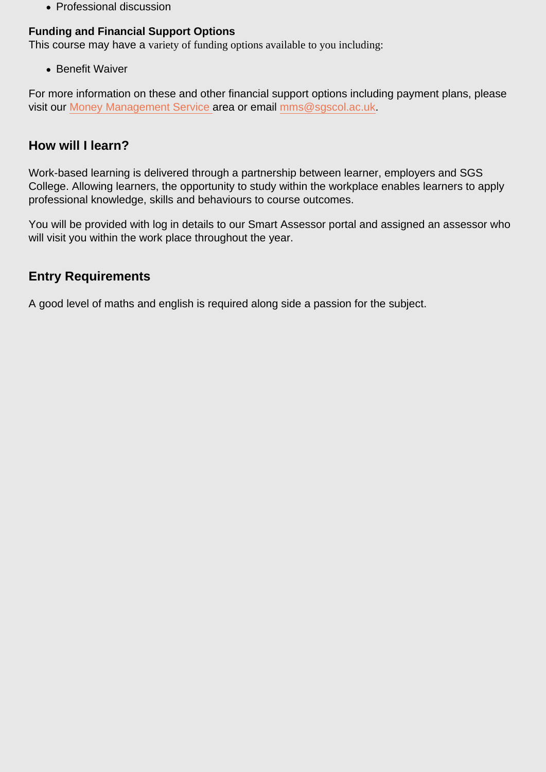- Professional discussion

**Funding and Financial Support Options**
This course may have a variety of funding options available to you including:

- Benefit Waiver

For more information on these and other financial support options including payment plans, please visit our Money Management Service area or email mms@sgscol.ac.uk.

## How will I learn?

Work-based learning is delivered through a partnership between learner, employers and SGS College. Allowing learners, the opportunity to study within the workplace enables learners to apply professional knowledge, skills and behaviours to course outcomes.

You will be provided with log in details to our Smart Assessor portal and assigned an assessor who will visit you within the work place throughout the year.

## Entry Requirements

A good level of maths and english is required along side a passion for the subject.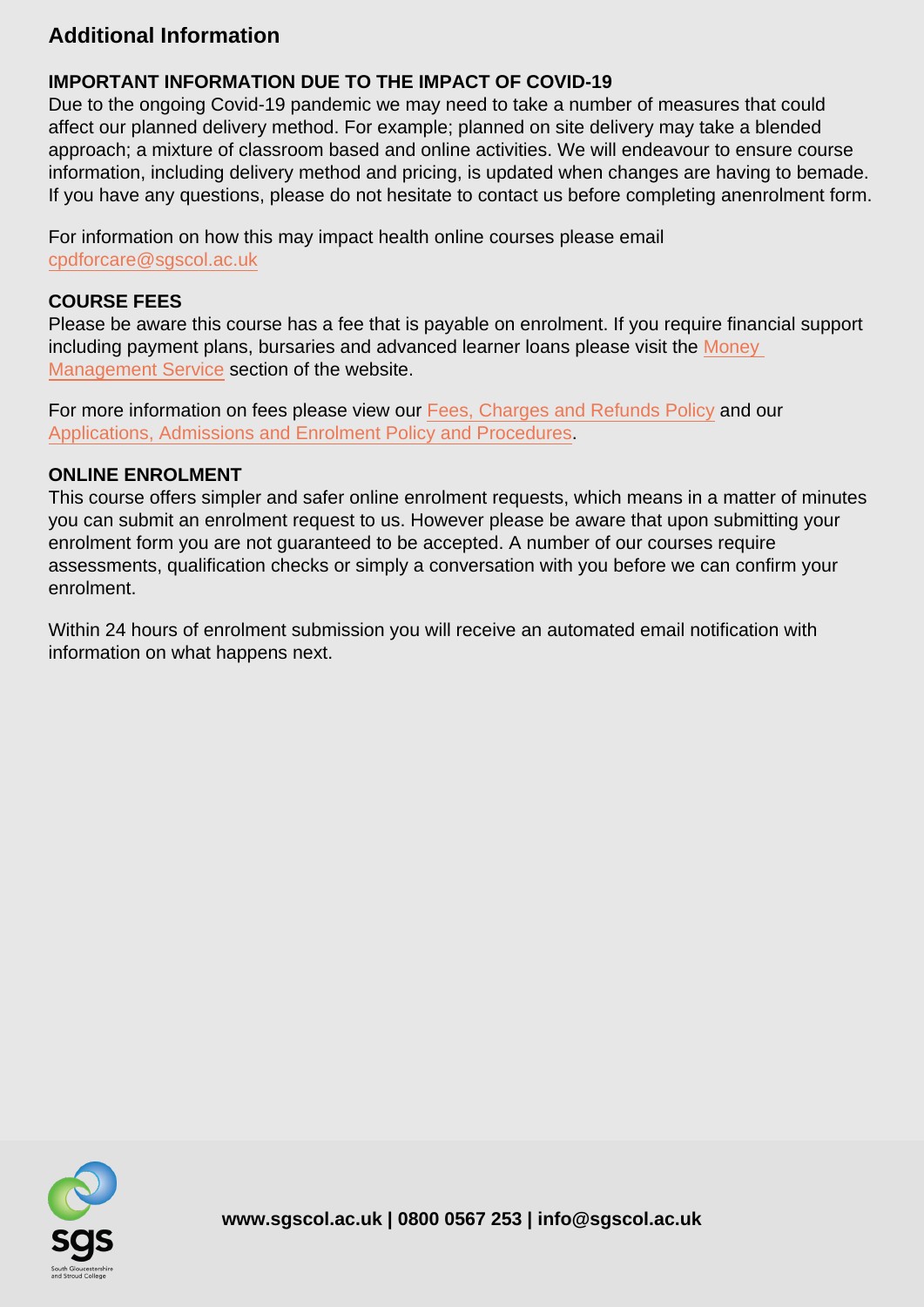## Additional Information

**IMPORTANT INFORMATION DUE TO THE IMPACT OF COVID-19**

Due to the ongoing Covid-19 pandemic we may need to take a number of measures that could affect our planned delivery method. For example; planned on site delivery may take a blended approach; a mixture of classroom based and online activities. We will endeavour to ensure course information, including delivery method and pricing, is updated when changes are having to bemade. If you have any questions, please do not hesitate to contact us before completing anenrolment form.

For information on how this may impact health online courses please email cpdforcare@sgscol.ac.uk

**COURSE FEES**

Please be aware this course has a fee that is payable on enrolment. If you require financial support including payment plans, bursaries and advanced learner loans please visit the Money Management Service section of the website.

For more information on fees please view our Fees, Charges and Refunds Policy and our Applications, Admissions and Enrolment Policy and Procedures.

**ONLINE ENROLMENT**

This course offers simpler and safer online enrolment requests, which means in a matter of minutes you can submit an enrolment request to us. However please be aware that upon submitting your enrolment form you are not guaranteed to be accepted. A number of our courses require assessments, qualification checks or simply a conversation with you before we can confirm your enrolment.

Within 24 hours of enrolment submission you will receive an automated email notification with information on what happens next.